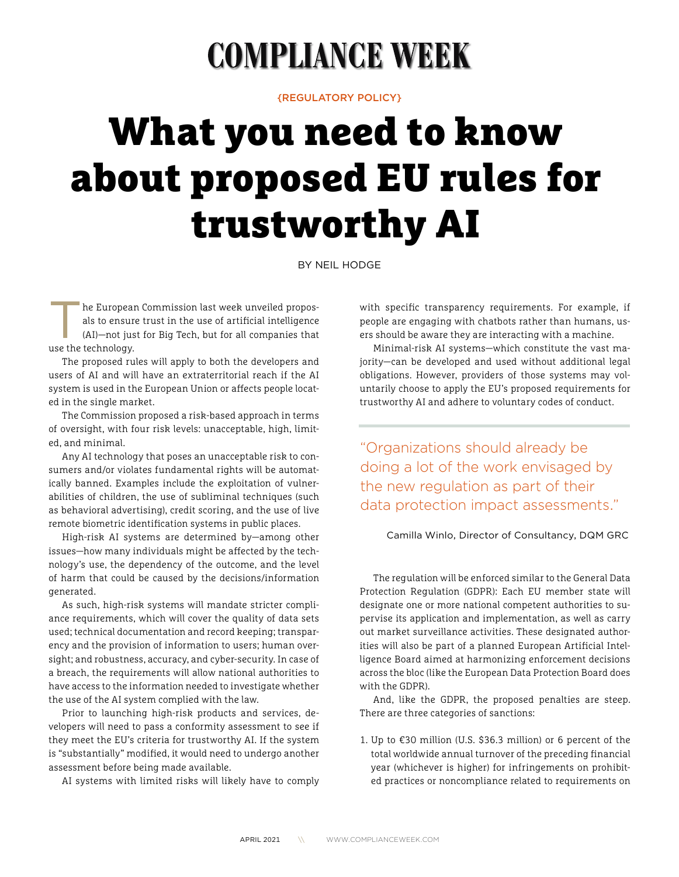# COMPLIANCE WEEK

{REGULATORY POLICY}

# What you need to know about proposed EU rules for trustworthy AI

BY NEIL HODGE

The European Commission last week unveiled proposals to ensure trust in the use of artificial intelligence (AI)—not just for Big Tech, but for all companies that use the technology.

The proposed rules will apply to both the developers and users of AI and will have an extraterritorial reach if the AI system is used in the European Union or affects people located in the single market.

The Commission proposed a risk-based approach in terms of oversight, with four risk levels: unacceptable, high, limited, and minimal.

Any AI technology that poses an unacceptable risk to consumers and/or violates fundamental rights will be automatically banned. Examples include the exploitation of vulnerabilities of children, the use of subliminal techniques (such as behavioral advertising), credit scoring, and the use of live remote biometric identification systems in public places.

High-risk AI systems are determined by—among other issues—how many individuals might be affected by the technology's use, the dependency of the outcome, and the level of harm that could be caused by the decisions/information generated.

As such, high-risk systems will mandate stricter compliance requirements, which will cover the quality of data sets used; technical documentation and record keeping; transparency and the provision of information to users; human oversight; and robustness, accuracy, and cyber-security. In case of a breach, the requirements will allow national authorities to have access to the information needed to investigate whether the use of the AI system complied with the law.

Prior to launching high-risk products and services, developers will need to pass a conformity assessment to see if they meet the EU's criteria for trustworthy AI. If the system is "substantially" modified, it would need to undergo another assessment before being made available.

AI systems with limited risks will likely have to comply with specific transparency requirements. For example, if people are engaging with chatbots rather than humans, users should be aware they are interacting with a machine.

Minimal-risk AI systems—which constitute the vast majority—can be developed and used without additional legal obligations. However, providers of those systems may voluntarily choose to apply the EU's proposed requirements for trustworthy AI and adhere to voluntary codes of conduct.

> "Organizations should already be doing a lot of the work envisaged by the new regulation as part of their data protection impact assessments."
>
> Camilla Winlo, Director of Consultancy, DQM GRC

The regulation will be enforced similar to the General Data Protection Regulation (GDPR): Each EU member state will designate one or more national competent authorities to supervise its application and implementation, as well as carry out market surveillance activities. These designated authorities will also be part of a planned European Artificial Intelligence Board aimed at harmonizing enforcement decisions across the bloc (like the European Data Protection Board does with the GDPR).

And, like the GDPR, the proposed penalties are steep. There are three categories of sanctions:

1. Up to €30 million (U.S. $36.3 million) or 6 percent of the total worldwide annual turnover of the preceding financial year (whichever is higher) for infringements on prohibited practices or noncompliance related to requirements on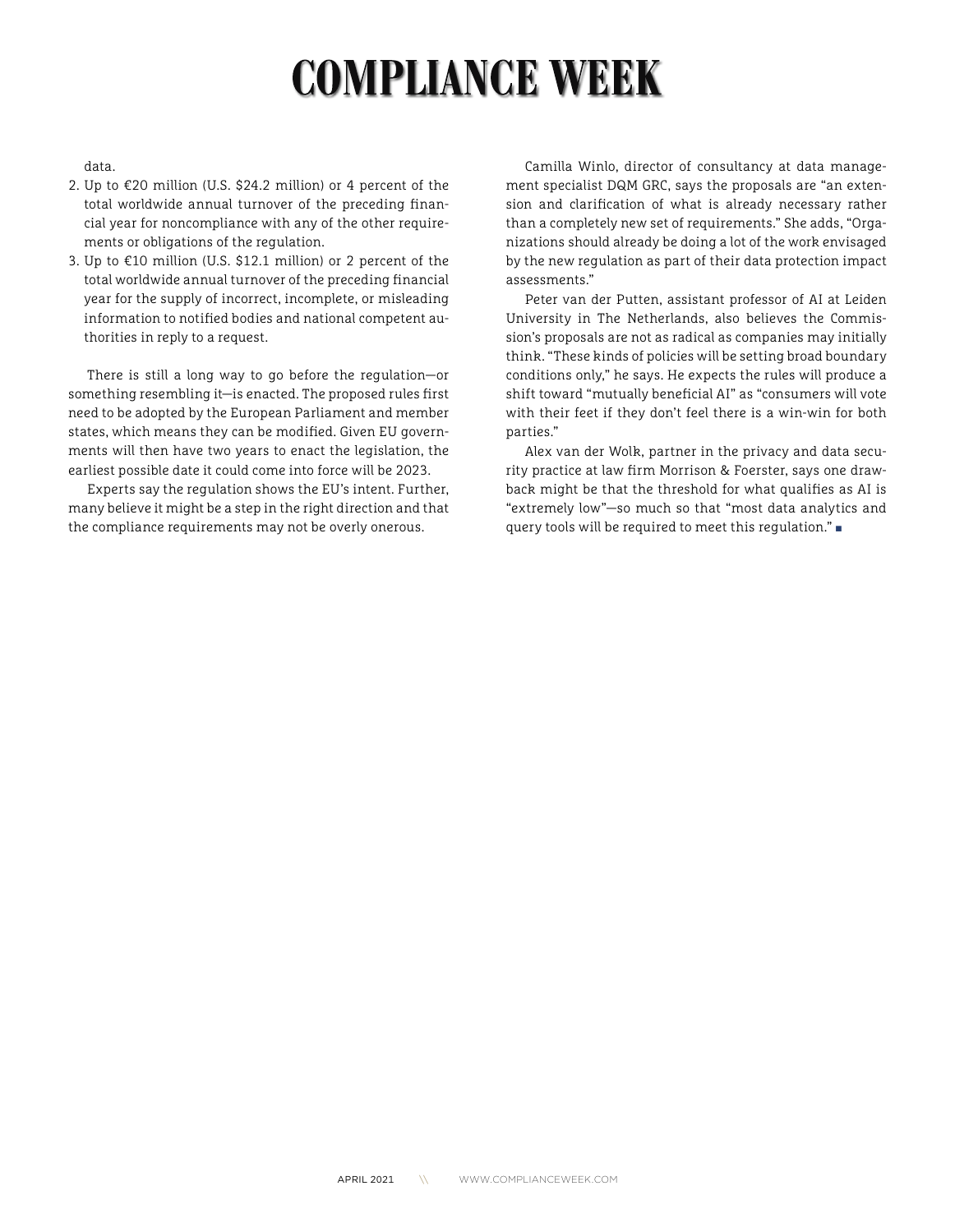data.

2. Up to €20 million (U.S. $24.2 million) or 4 percent of the total worldwide annual turnover of the preceding financial year for noncompliance with any of the other requirements or obligations of the regulation.
3. Up to €10 million (U.S. $12.1 million) or 2 percent of the total worldwide annual turnover of the preceding financial year for the supply of incorrect, incomplete, or misleading information to notified bodies and national competent authorities in reply to a request.

There is still a long way to go before the regulation—or something resembling it—is enacted. The proposed rules first need to be adopted by the European Parliament and member states, which means they can be modified. Given EU governments will then have two years to enact the legislation, the earliest possible date it could come into force will be 2023.

Experts say the regulation shows the EU's intent. Further, many believe it might be a step in the right direction and that the compliance requirements may not be overly onerous.

Camilla Winlo, director of consultancy at data management specialist DQM GRC, says the proposals are "an extension and clarification of what is already necessary rather than a completely new set of requirements." She adds, "Organizations should already be doing a lot of the work envisaged by the new regulation as part of their data protection impact assessments."

Peter van der Putten, assistant professor of AI at Leiden University in The Netherlands, also believes the Commission's proposals are not as radical as companies may initially think. "These kinds of policies will be setting broad boundary conditions only," he says. He expects the rules will produce a shift toward "mutually beneficial AI" as "consumers will vote with their feet if they don't feel there is a win-win for both parties."

Alex van der Wolk, partner in the privacy and data security practice at law firm Morrison & Foerster, says one drawback might be that the threshold for what qualifies as AI is "extremely low"—so much so that "most data analytics and query tools will be required to meet this regulation." ■